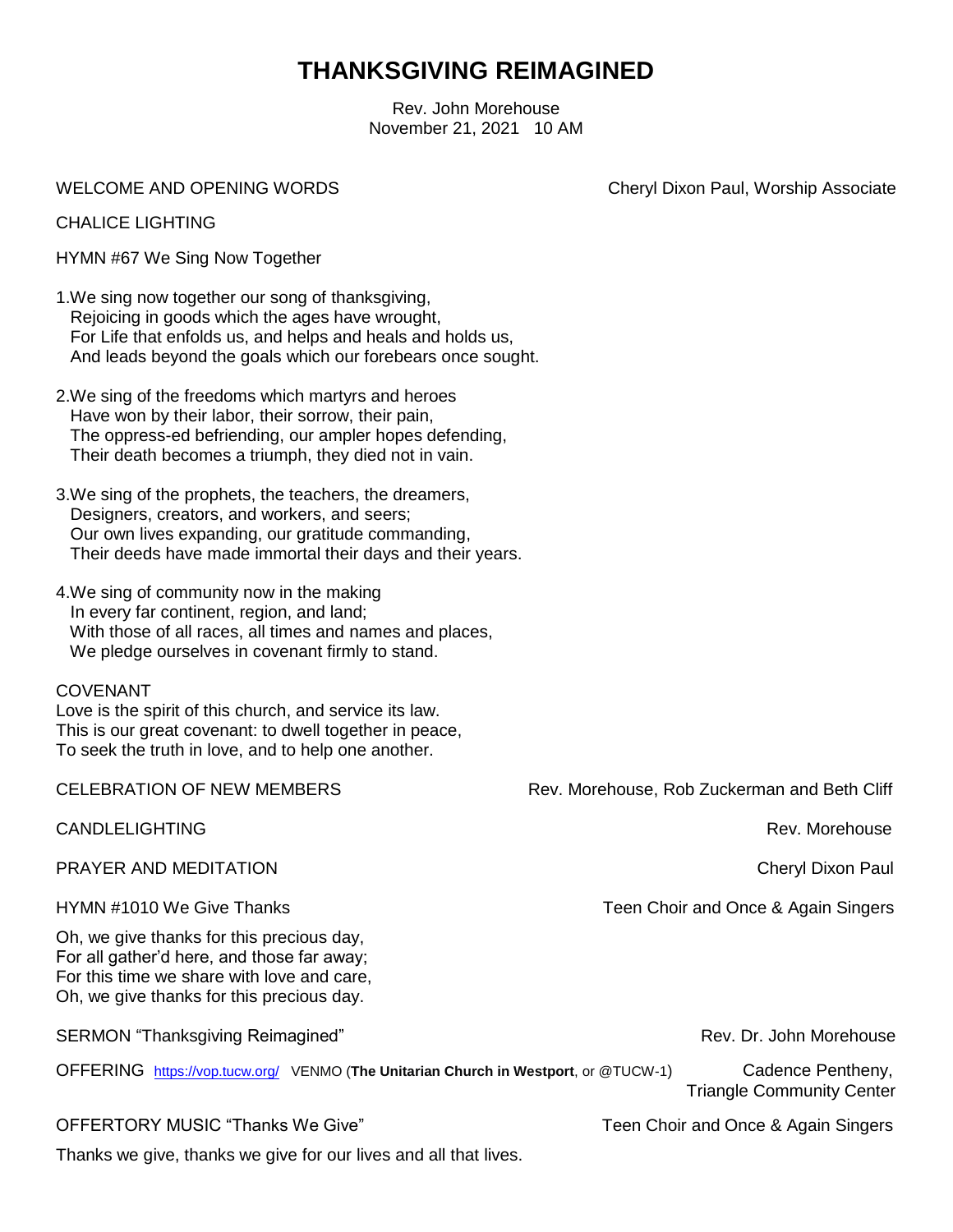# THANKSGIVING REIMAGINED

Rev. John Morehouse
November 21, 2021 10 AM

WELCOME AND OPENING WORDS — Cheryl Dixon Paul, Worship Associate

CHALICE LIGHTING

HYMN #67 We Sing Now Together

1. We sing now together our song of thanksgiving,
   Rejoicing in goods which the ages have wrought,
   For Life that enfolds us, and helps and heals and holds us,
   And leads beyond the goals which our forebears once sought.

2. We sing of the freedoms which martyrs and heroes
   Have won by their labor, their sorrow, their pain,
   The oppress-ed befriending, our ampler hopes defending,
   Their death becomes a triumph, they died not in vain.

3. We sing of the prophets, the teachers, the dreamers,
   Designers, creators, and workers, and seers;
   Our own lives expanding, our gratitude commanding,
   Their deeds have made immortal their days and their years.

4. We sing of community now in the making
   In every far continent, region, and land;
   With those of all races, all times and names and places,
   We pledge ourselves in covenant firmly to stand.

COVENANT
Love is the spirit of this church, and service its law.
This is our great covenant: to dwell together in peace,
To seek the truth in love, and to help one another.

CELEBRATION OF NEW MEMBERS — Rev. Morehouse, Rob Zuckerman and Beth Cliff

CANDLELIGHTING — Rev. Morehouse

PRAYER AND MEDITATION — Cheryl Dixon Paul

HYMN #1010 We Give Thanks — Teen Choir and Once & Again Singers

Oh, we give thanks for this precious day,
For all gather'd here, and those far away;
For this time we share with love and care,
Oh, we give thanks for this precious day.

SERMON "Thanksgiving Reimagined" — Rev. Dr. John Morehouse

OFFERING https://vop.tucw.org/ VENMO (**The Unitarian Church in Westport**, or @TUCW-1) — Cadence Pentheny, Triangle Community Center

OFFERTORY MUSIC "Thanks We Give" — Teen Choir and Once & Again Singers

Thanks we give, thanks we give for our lives and all that lives.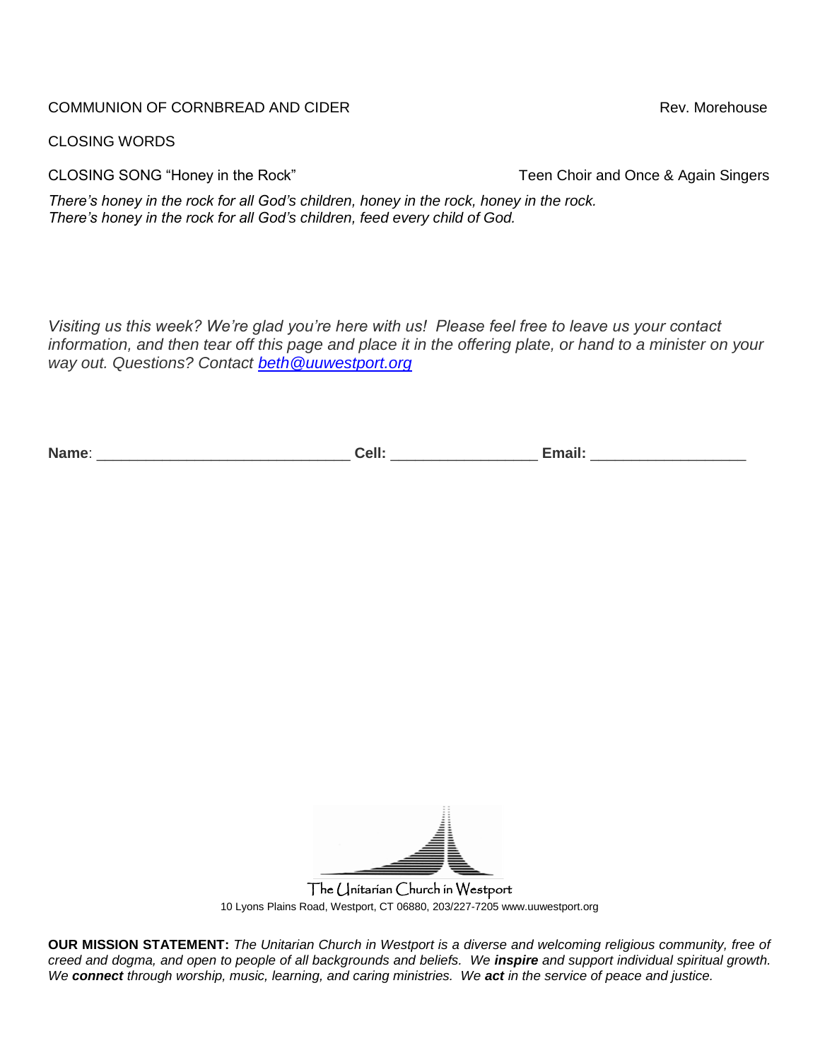COMMUNION OF CORNBREAD AND CIDER Rev. Morehouse

CLOSING WORDS

CLOSING SONG "Honey in the Rock" Teen Choir and Once & Again Singers

*There's honey in the rock for all God's children, honey in the rock, honey in the rock.*
*There's honey in the rock for all God's children, feed every child of God.*

*Visiting us this week? We're glad you're here with us! Please feel free to leave us your contact information, and then tear off this page and place it in the offering plate, or hand to a minister on your way out. Questions? Contact [beth@uuwestport.org](mailto:beth@uuwestport.org)*

**Name**: ______________________________ **Cell:** _________________ **Email:** __________________

The Unitarian Church in Westport
10 Lyons Plains Road, Westport, CT 06880, 203/227-7205 www.uuwestport.org

**OUR MISSION STATEMENT:** *The Unitarian Church in Westport is a diverse and welcoming religious community, free of creed and dogma, and open to people of all backgrounds and beliefs. We **inspire** and support individual spiritual growth. We **connect** through worship, music, learning, and caring ministries. We **act** in the service of peace and justice.*